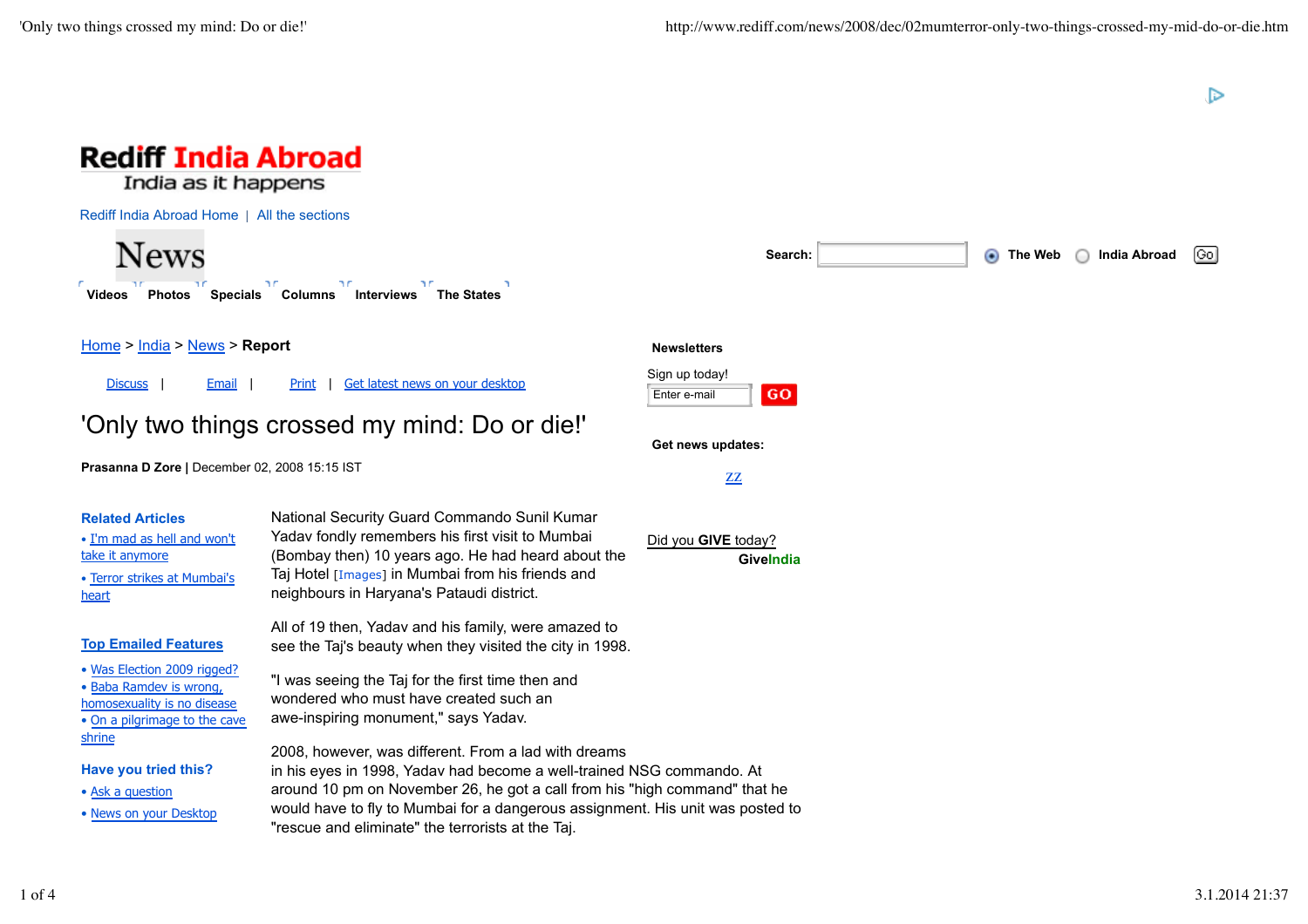# Rediff India Abroad

India as it happens

Rediff India Abroad Home | All the sections

News

Videos | Photos | Specials | Columns | Interviews | The States

Search: The Web India Abroad Go

Home > India > News > **Report**

Discuss | Email | Print | Get latest news on your desktop

## 'Only two things crossed my mind: Do or die!'

**Prasanna D Zore |** December 02, 2008 15:15 IST

**Related Articles**

- I'm mad as hell and won't take it anymore
- Terror strikes at Mumbai's heart

**Top Emailed Features**

- Was Election 2009 rigged?
- Baba Ramdev is wrong, homosexuality is no disease
- On a pilgrimage to the cave shrine

**Have you tried this?**

- Ask a question
- News on your Desktop

National Security Guard Commando Sunil Kumar Yadav fondly remembers his first visit to Mumbai (Bombay then) 10 years ago. He had heard about the Taj Hotel [Images] in Mumbai from his friends and neighbours in Haryana's Pataudi district.

All of 19 then, Yadav and his family, were amazed to see the Taj's beauty when they visited the city in 1998.

"I was seeing the Taj for the first time then and wondered who must have created such an awe-inspiring monument," says Yadav.

2008, however, was different. From a lad with dreams in his eyes in 1998, Yadav had become a well-trained NSG commando. At around 10 pm on November 26, he got a call from his "high command" that he would have to fly to Mumbai for a dangerous assignment. His unit was posted to "rescue and eliminate" the terrorists at the Taj.

**Newsletters**

Sign up today!

Enter e-mail GO

**Get news updates:**

ZZ

Did you **GIVE** today?

**GiveIndia**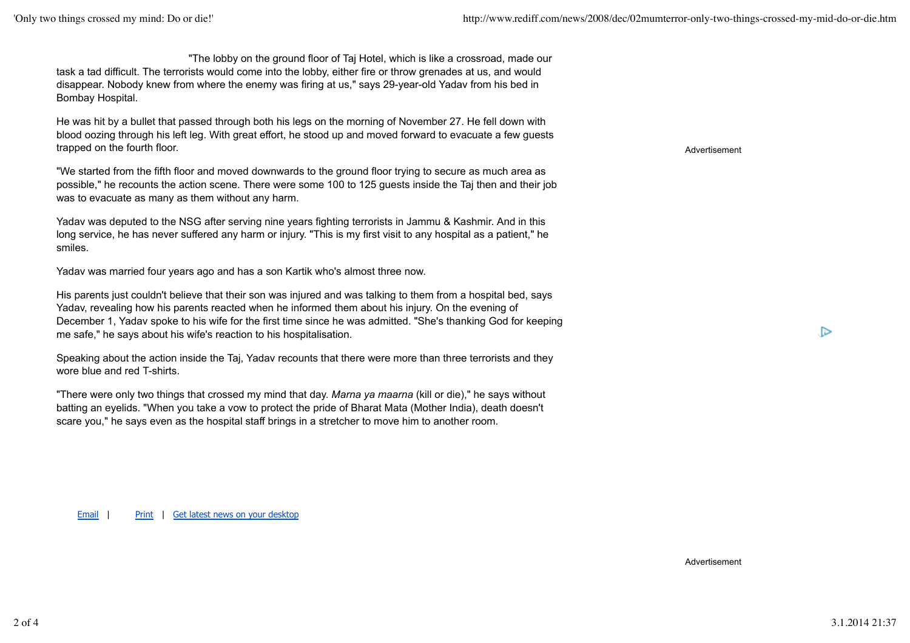"The lobby on the ground floor of Taj Hotel, which is like a crossroad, made our task a tad difficult. The terrorists would come into the lobby, either fire or throw grenades at us, and would disappear. Nobody knew from where the enemy was firing at us," says 29-year-old Yadav from his bed in Bombay Hospital.

He was hit by a bullet that passed through both his legs on the morning of November 27. He fell down with blood oozing through his left leg. With great effort, he stood up and moved forward to evacuate a few guests trapped on the fourth floor.

"We started from the fifth floor and moved downwards to the ground floor trying to secure as much area as possible," he recounts the action scene. There were some 100 to 125 guests inside the Taj then and their job was to evacuate as many as them without any harm.

Yadav was deputed to the NSG after serving nine years fighting terrorists in Jammu & Kashmir. And in this long service, he has never suffered any harm or injury. "This is my first visit to any hospital as a patient," he smiles.

Yadav was married four years ago and has a son Kartik who's almost three now.

His parents just couldn't believe that their son was injured and was talking to them from a hospital bed, says Yadav, revealing how his parents reacted when he informed them about his injury. On the evening of December 1, Yadav spoke to his wife for the first time since he was admitted. "She's thanking God for keeping me safe," he says about his wife's reaction to his hospitalisation.

Speaking about the action inside the Taj, Yadav recounts that there were more than three terrorists and they wore blue and red T-shirts.

"There were only two things that crossed my mind that day. *Marna ya maarna* (kill or die)," he says without batting an eyelids. "When you take a vow to protect the pride of Bharat Mata (Mother India), death doesn't scare you," he says even as the hospital staff brings in a stretcher to move him to another room.

Email | Print | Get latest news on your desktop